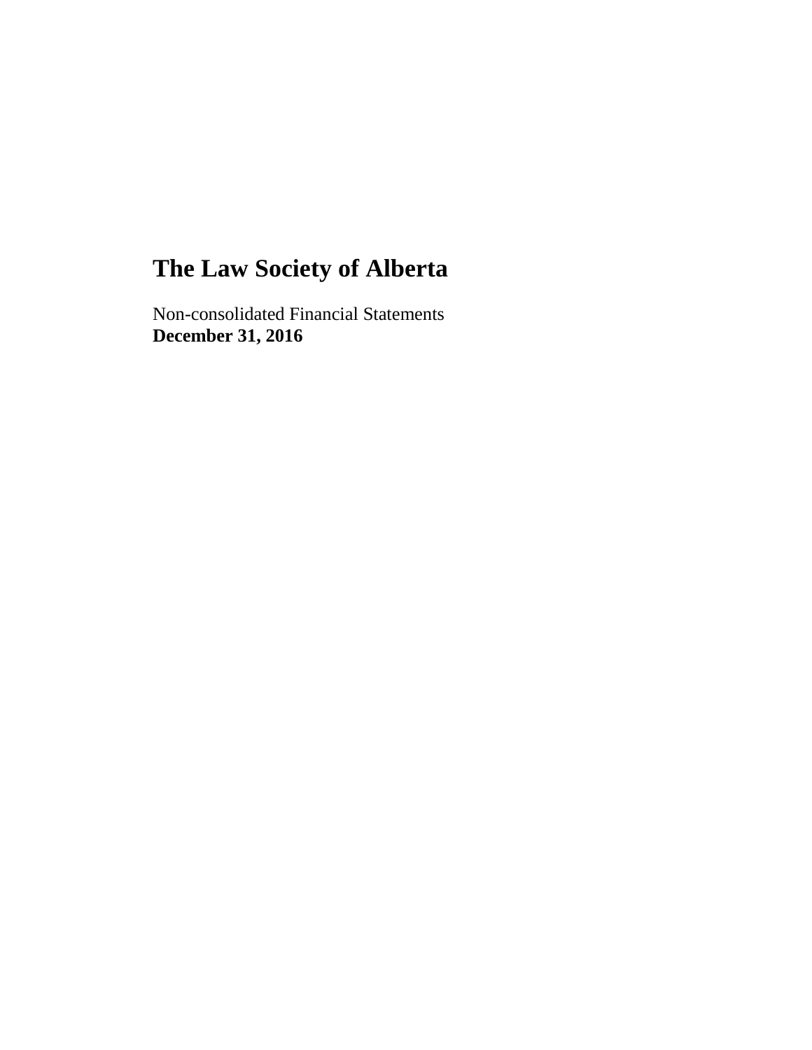# The Law Society of Alberta

Non-consolidated Financial Statements
**December 31, 2016**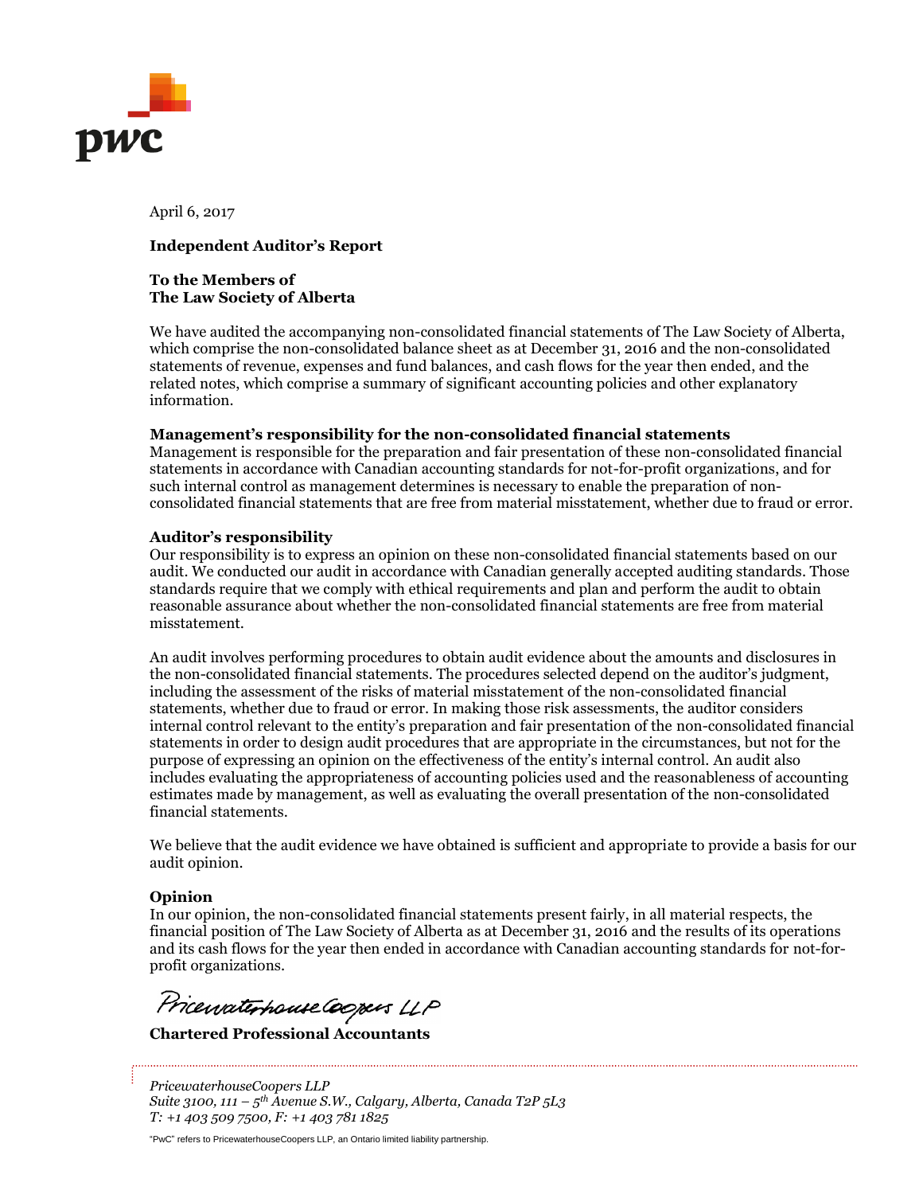April 6, 2017

**Independent Auditor's Report**

**To the Members of**
**The Law Society of Alberta**

We have audited the accompanying non-consolidated financial statements of The Law Society of Alberta, which comprise the non-consolidated balance sheet as at December 31, 2016 and the non-consolidated statements of revenue, expenses and fund balances, and cash flows for the year then ended, and the related notes, which comprise a summary of significant accounting policies and other explanatory information.

**Management's responsibility for the non-consolidated financial statements**

Management is responsible for the preparation and fair presentation of these non-consolidated financial statements in accordance with Canadian accounting standards for not-for-profit organizations, and for such internal control as management determines is necessary to enable the preparation of non-consolidated financial statements that are free from material misstatement, whether due to fraud or error.

**Auditor's responsibility**

Our responsibility is to express an opinion on these non-consolidated financial statements based on our audit. We conducted our audit in accordance with Canadian generally accepted auditing standards. Those standards require that we comply with ethical requirements and plan and perform the audit to obtain reasonable assurance about whether the non-consolidated financial statements are free from material misstatement.

An audit involves performing procedures to obtain audit evidence about the amounts and disclosures in the non-consolidated financial statements. The procedures selected depend on the auditor's judgment, including the assessment of the risks of material misstatement of the non-consolidated financial statements, whether due to fraud or error. In making those risk assessments, the auditor considers internal control relevant to the entity's preparation and fair presentation of the non-consolidated financial statements in order to design audit procedures that are appropriate in the circumstances, but not for the purpose of expressing an opinion on the effectiveness of the entity's internal control. An audit also includes evaluating the appropriateness of accounting policies used and the reasonableness of accounting estimates made by management, as well as evaluating the overall presentation of the non-consolidated financial statements.

We believe that the audit evidence we have obtained is sufficient and appropriate to provide a basis for our audit opinion.

**Opinion**

In our opinion, the non-consolidated financial statements present fairly, in all material respects, the financial position of The Law Society of Alberta as at December 31, 2016 and the results of its operations and its cash flows for the year then ended in accordance with Canadian accounting standards for not-for-profit organizations.

PricewaterhouseCoopers LLP

**Chartered Professional Accountants**

*PricewaterhouseCoopers LLP*
*Suite 3100, 111 – 5th Avenue S.W., Calgary, Alberta, Canada T2P 5L3*
*T: +1 403 509 7500, F: +1 403 781 1825*

"PwC" refers to PricewaterhouseCoopers LLP, an Ontario limited liability partnership.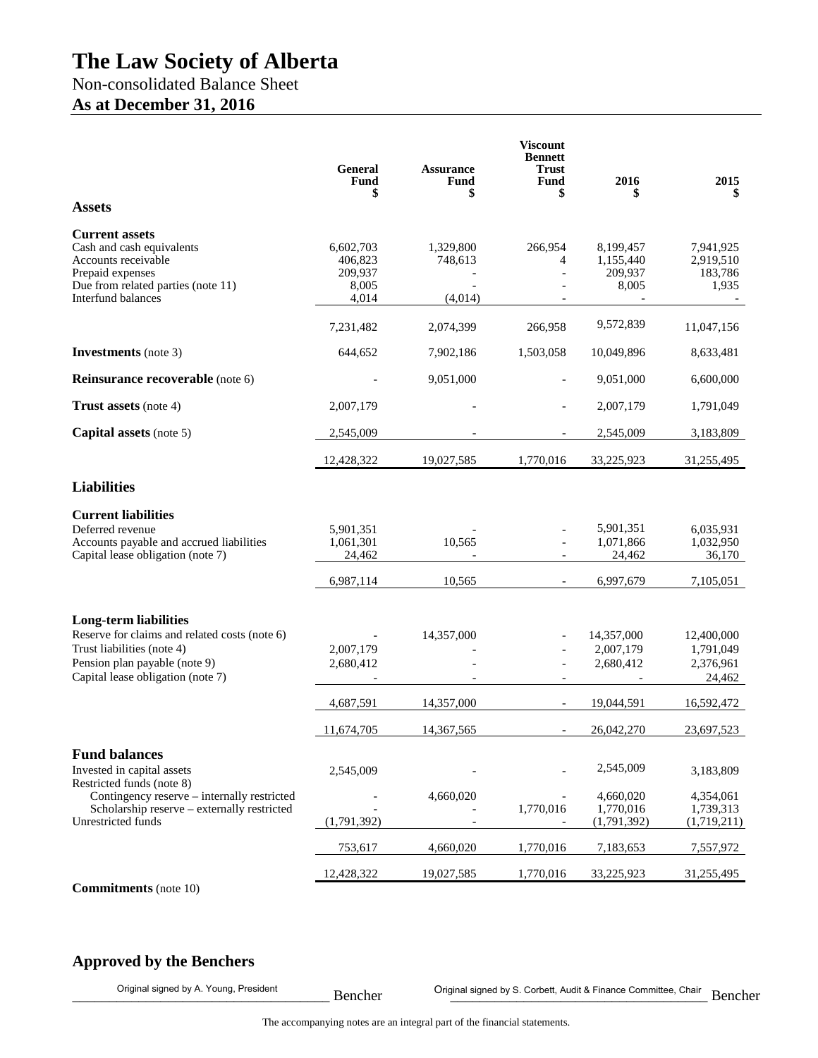# The Law Society of Alberta

Non-consolidated Balance Sheet

**As at December 31, 2016**

| | General Fund $ | Assurance Fund $ | Viscount Bennett Trust Fund $ | 2016 $ | 2015 $ |
|---|---|---|---|---|---|
| **Assets** | | | | | |
| **Current assets** | | | | | |
| Cash and cash equivalents | 6,602,703 | 1,329,800 | 266,954 | 8,199,457 | 7,941,925 |
| Accounts receivable | 406,823 | 748,613 | 4 | 1,155,440 | 2,919,510 |
| Prepaid expenses | 209,937 | - | - | 209,937 | 183,786 |
| Due from related parties (note 11) | 8,005 | - | - | 8,005 | 1,935 |
| Interfund balances | 4,014 | (4,014) | - | - | - |
| | 7,231,482 | 2,074,399 | 266,958 | 9,572,839 | 11,047,156 |
| **Investments** (note 3) | 644,652 | 7,902,186 | 1,503,058 | 10,049,896 | 8,633,481 |
| **Reinsurance recoverable** (note 6) | - | 9,051,000 | - | 9,051,000 | 6,600,000 |
| **Trust assets** (note 4) | 2,007,179 | - | - | 2,007,179 | 1,791,049 |
| **Capital assets** (note 5) | 2,545,009 | - | - | 2,545,009 | 3,183,809 |
| | 12,428,322 | 19,027,585 | 1,770,016 | 33,225,923 | 31,255,495 |
| **Liabilities** | | | | | |
| **Current liabilities** | | | | | |
| Deferred revenue | 5,901,351 | - | - | 5,901,351 | 6,035,931 |
| Accounts payable and accrued liabilities | 1,061,301 | 10,565 | - | 1,071,866 | 1,032,950 |
| Capital lease obligation (note 7) | 24,462 | - | - | 24,462 | 36,170 |
| | 6,987,114 | 10,565 | - | 6,997,679 | 7,105,051 |
| **Long-term liabilities** | | | | | |
| Reserve for claims and related costs (note 6) | - | 14,357,000 | - | 14,357,000 | 12,400,000 |
| Trust liabilities (note 4) | 2,007,179 | - | - | 2,007,179 | 1,791,049 |
| Pension plan payable (note 9) | 2,680,412 | - | - | 2,680,412 | 2,376,961 |
| Capital lease obligation (note 7) | - | - | - | - | 24,462 |
| | 4,687,591 | 14,357,000 | - | 19,044,591 | 16,592,472 |
| | 11,674,705 | 14,367,565 | - | 26,042,270 | 23,697,523 |
| **Fund balances** | | | | | |
| Invested in capital assets | 2,545,009 | - | - | 2,545,009 | 3,183,809 |
| Restricted funds (note 8) | | | | | |
| Contingency reserve – internally restricted | - | 4,660,020 | - | 4,660,020 | 4,354,061 |
| Scholarship reserve – externally restricted | - | - | 1,770,016 | 1,770,016 | 1,739,313 |
| Unrestricted funds | (1,791,392) | - | - | (1,791,392) | (1,719,211) |
| | 753,617 | 4,660,020 | 1,770,016 | 7,183,653 | 7,557,972 |
| | 12,428,322 | 19,027,585 | 1,770,016 | 33,225,923 | 31,255,495 |

**Commitments** (note 10)

## Approved by the Benchers

Original signed by A. Young, President ______________________ Bencher

Original signed by S. Corbett, Audit & Finance Committee, Chair ______________________ Bencher

The accompanying notes are an integral part of the financial statements.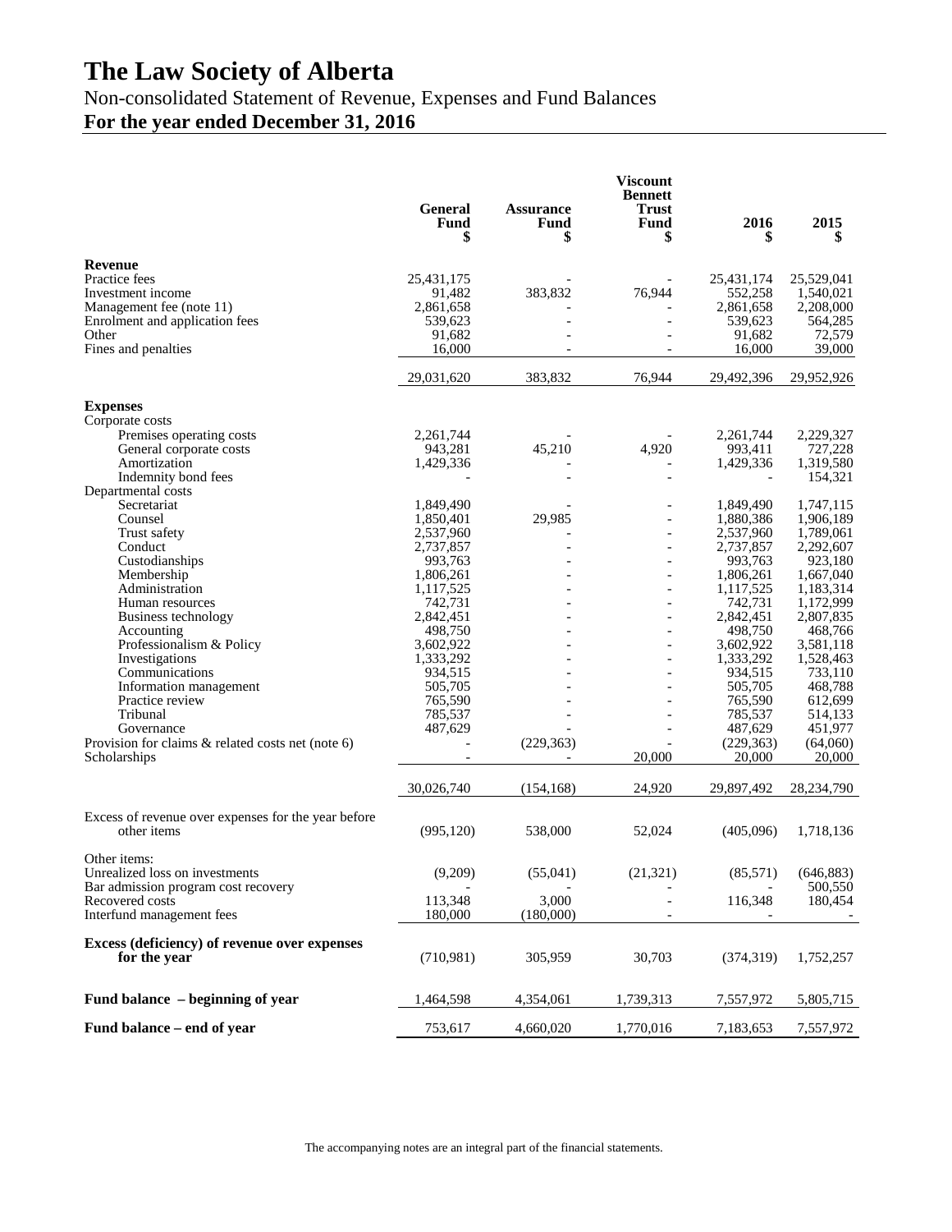# The Law Society of Alberta

Non-consolidated Statement of Revenue, Expenses and Fund Balances

**For the year ended December 31, 2016**

| | General Fund $ | Assurance Fund $ | Viscount Bennett Trust Fund $ | 2016 $ | 2015 $ |
|---|---|---|---|---|---|
| **Revenue** | | | | | |
| Practice fees | 25,431,175 | - | - | 25,431,174 | 25,529,041 |
| Investment income | 91,482 | 383,832 | 76,944 | 552,258 | 1,540,021 |
| Management fee (note 11) | 2,861,658 | - | - | 2,861,658 | 2,208,000 |
| Enrolment and application fees | 539,623 | - | - | 539,623 | 564,285 |
| Other | 91,682 | - | - | 91,682 | 72,579 |
| Fines and penalties | 16,000 | - | - | 16,000 | 39,000 |
| | 29,031,620 | 383,832 | 76,944 | 29,492,396 | 29,952,926 |
| **Expenses** | | | | | |
| Corporate costs | | | | | |
| Premises operating costs | 2,261,744 | - | - | 2,261,744 | 2,229,327 |
| General corporate costs | 943,281 | 45,210 | 4,920 | 993,411 | 727,228 |
| Amortization | 1,429,336 | - | - | 1,429,336 | 1,319,580 |
| Indemnity bond fees | - | - | - | - | 154,321 |
| Departmental costs | | | | | |
| Secretariat | 1,849,490 | - | - | 1,849,490 | 1,747,115 |
| Counsel | 1,850,401 | 29,985 | - | 1,880,386 | 1,906,189 |
| Trust safety | 2,537,960 | - | - | 2,537,960 | 1,789,061 |
| Conduct | 2,737,857 | - | - | 2,737,857 | 2,292,607 |
| Custodianships | 993,763 | - | - | 993,763 | 923,180 |
| Membership | 1,806,261 | - | - | 1,806,261 | 1,667,040 |
| Administration | 1,117,525 | - | - | 1,117,525 | 1,183,314 |
| Human resources | 742,731 | - | - | 742,731 | 1,172,999 |
| Business technology | 2,842,451 | - | - | 2,842,451 | 2,807,835 |
| Accounting | 498,750 | - | - | 498,750 | 468,766 |
| Professionalism & Policy | 3,602,922 | - | - | 3,602,922 | 3,581,118 |
| Investigations | 1,333,292 | - | - | 1,333,292 | 1,528,463 |
| Communications | 934,515 | - | - | 934,515 | 733,110 |
| Information management | 505,705 | - | - | 505,705 | 468,788 |
| Practice review | 765,590 | - | - | 765,590 | 612,699 |
| Tribunal | 785,537 | - | - | 785,537 | 514,133 |
| Governance | 487,629 | - | - | 487,629 | 451,977 |
| Provision for claims & related costs net (note 6) | - | (229,363) | - | (229,363) | (64,060) |
| Scholarships | - | - | 20,000 | 20,000 | 20,000 |
| | 30,026,740 | (154,168) | 24,920 | 29,897,492 | 28,234,790 |
| Excess of revenue over expenses for the year before other items | (995,120) | 538,000 | 52,024 | (405,096) | 1,718,136 |
| Other items: | | | | | |
| Unrealized loss on investments | (9,209) | (55,041) | (21,321) | (85,571) | (646,883) |
| Bar admission program cost recovery | - | - | - | - | 500,550 |
| Recovered costs | 113,348 | 3,000 | - | 116,348 | 180,454 |
| Interfund management fees | 180,000 | (180,000) | - | - | - |
| **Excess (deficiency) of revenue over expenses for the year** | (710,981) | 305,959 | 30,703 | (374,319) | 1,752,257 |
| **Fund balance – beginning of year** | 1,464,598 | 4,354,061 | 1,739,313 | 7,557,972 | 5,805,715 |
| **Fund balance – end of year** | 753,617 | 4,660,020 | 1,770,016 | 7,183,653 | 7,557,972 |

The accompanying notes are an integral part of the financial statements.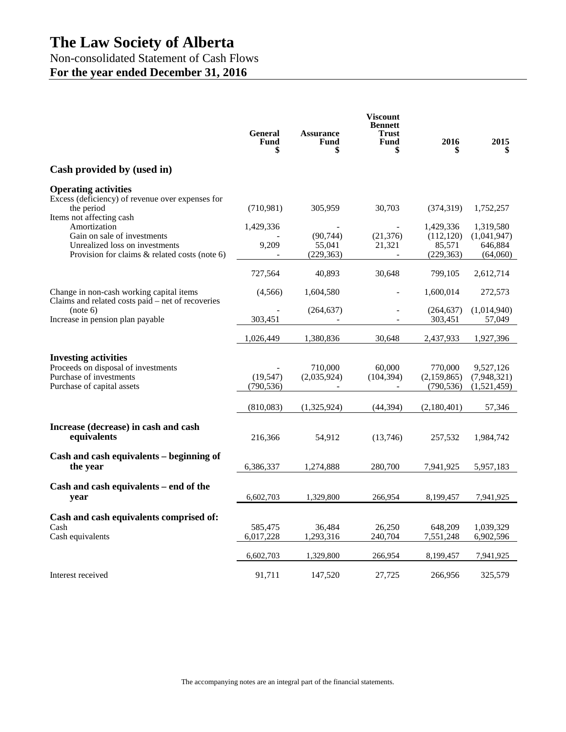# The Law Society of Alberta

Non-consolidated Statement of Cash Flows

**For the year ended December 31, 2016**

| | General Fund $ | Assurance Fund $ | Viscount Bennett Trust Fund $ | 2016 $ | 2015 $ |
|---|---|---|---|---|---|
| **Cash provided by (used in)** | | | | | |
| **Operating activities** | | | | | |
| Excess (deficiency) of revenue over expenses for the period | (710,981) | 305,959 | 30,703 | (374,319) | 1,752,257 |
| Items not affecting cash | | | | | |
| Amortization | 1,429,336 | - | - | 1,429,336 | 1,319,580 |
| Gain on sale of investments | - | (90,744) | (21,376) | (112,120) | (1,041,947) |
| Unrealized loss on investments | 9,209 | 55,041 | 21,321 | 85,571 | 646,884 |
| Provision for claims & related costs (note 6) | - | (229,363) | - | (229,363) | (64,060) |
| | 727,564 | 40,893 | 30,648 | 799,105 | 2,612,714 |
| Change in non-cash working capital items | (4,566) | 1,604,580 | - | 1,600,014 | 272,573 |
| Claims and related costs paid – net of recoveries (note 6) | - | (264,637) | - | (264,637) | (1,014,940) |
| Increase in pension plan payable | 303,451 | - | - | 303,451 | 57,049 |
| | 1,026,449 | 1,380,836 | 30,648 | 2,437,933 | 1,927,396 |
| **Investing activities** | | | | | |
| Proceeds on disposal of investments | - | 710,000 | 60,000 | 770,000 | 9,527,126 |
| Purchase of investments | (19,547) | (2,035,924) | (104,394) | (2,159,865) | (7,948,321) |
| Purchase of capital assets | (790,536) | - | - | (790,536) | (1,521,459) |
| | (810,083) | (1,325,924) | (44,394) | (2,180,401) | 57,346 |
| **Increase (decrease) in cash and cash equivalents** | 216,366 | 54,912 | (13,746) | 257,532 | 1,984,742 |
| **Cash and cash equivalents – beginning of the year** | 6,386,337 | 1,274,888 | 280,700 | 7,941,925 | 5,957,183 |
| **Cash and cash equivalents – end of the year** | 6,602,703 | 1,329,800 | 266,954 | 8,199,457 | 7,941,925 |
| **Cash and cash equivalents comprised of:** | | | | | |
| Cash | 585,475 | 36,484 | 26,250 | 648,209 | 1,039,329 |
| Cash equivalents | 6,017,228 | 1,293,316 | 240,704 | 7,551,248 | 6,902,596 |
| | 6,602,703 | 1,329,800 | 266,954 | 8,199,457 | 7,941,925 |
| Interest received | 91,711 | 147,520 | 27,725 | 266,956 | 325,579 |

The accompanying notes are an integral part of the financial statements.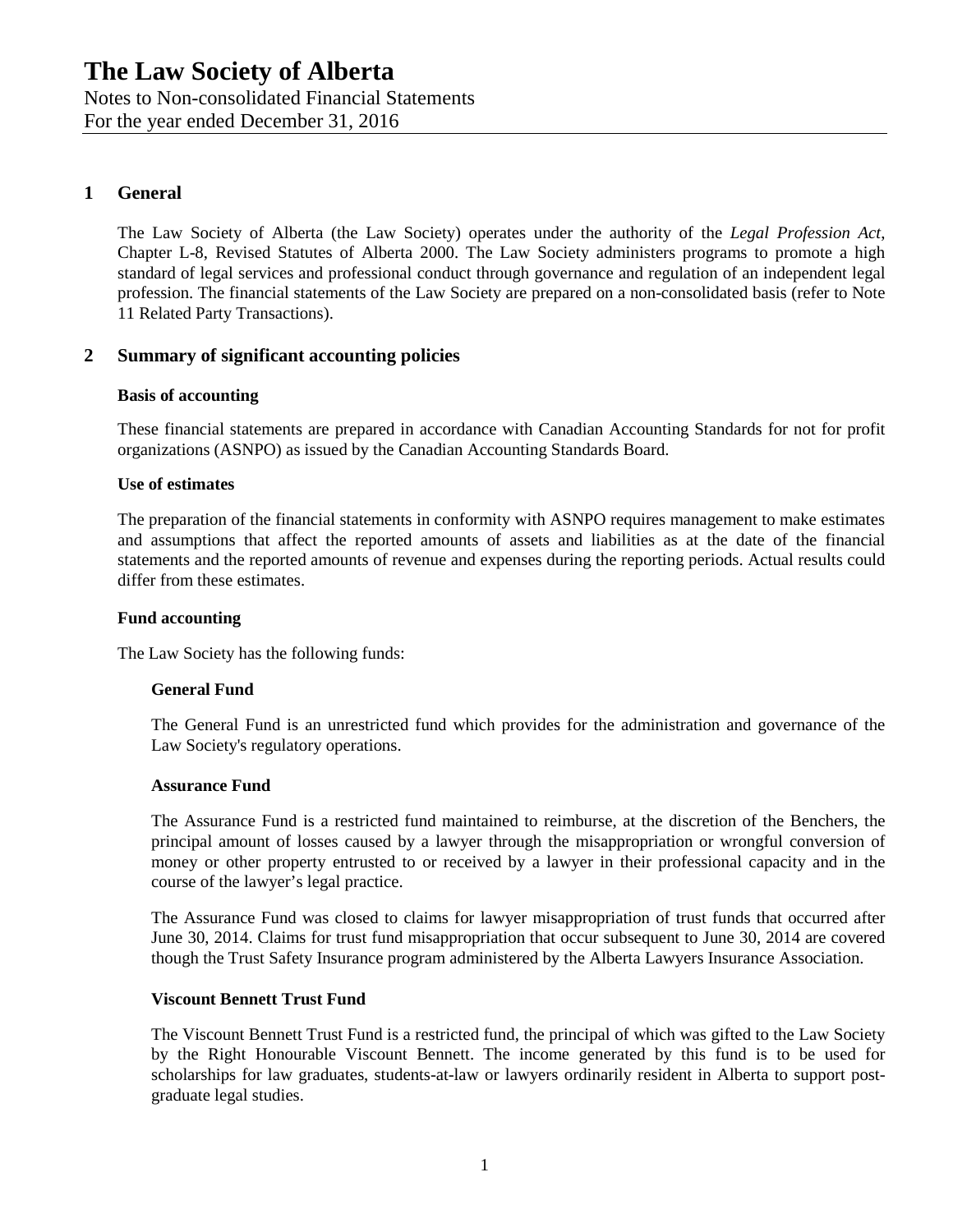# The Law Society of Alberta

Notes to Non-consolidated Financial Statements
For the year ended December 31, 2016

## 1 General

The Law Society of Alberta (the Law Society) operates under the authority of the *Legal Profession Act*, Chapter L-8, Revised Statutes of Alberta 2000. The Law Society administers programs to promote a high standard of legal services and professional conduct through governance and regulation of an independent legal profession. The financial statements of the Law Society are prepared on a non-consolidated basis (refer to Note 11 Related Party Transactions).

## 2 Summary of significant accounting policies

### Basis of accounting

These financial statements are prepared in accordance with Canadian Accounting Standards for not for profit organizations (ASNPO) as issued by the Canadian Accounting Standards Board.

### Use of estimates

The preparation of the financial statements in conformity with ASNPO requires management to make estimates and assumptions that affect the reported amounts of assets and liabilities as at the date of the financial statements and the reported amounts of revenue and expenses during the reporting periods. Actual results could differ from these estimates.

### Fund accounting

The Law Society has the following funds:

#### General Fund

The General Fund is an unrestricted fund which provides for the administration and governance of the Law Society's regulatory operations.

#### Assurance Fund

The Assurance Fund is a restricted fund maintained to reimburse, at the discretion of the Benchers, the principal amount of losses caused by a lawyer through the misappropriation or wrongful conversion of money or other property entrusted to or received by a lawyer in their professional capacity and in the course of the lawyer's legal practice.

The Assurance Fund was closed to claims for lawyer misappropriation of trust funds that occurred after June 30, 2014. Claims for trust fund misappropriation that occur subsequent to June 30, 2014 are covered though the Trust Safety Insurance program administered by the Alberta Lawyers Insurance Association.

#### Viscount Bennett Trust Fund

The Viscount Bennett Trust Fund is a restricted fund, the principal of which was gifted to the Law Society by the Right Honourable Viscount Bennett. The income generated by this fund is to be used for scholarships for law graduates, students-at-law or lawyers ordinarily resident in Alberta to support post-graduate legal studies.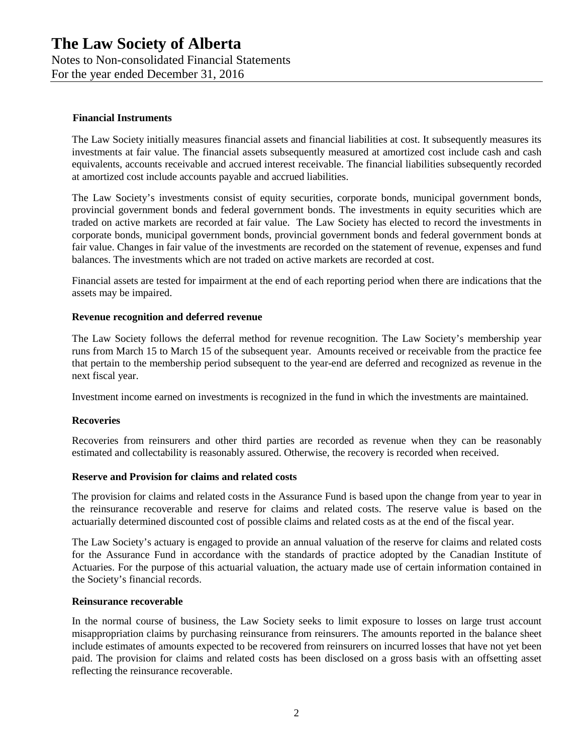# The Law Society of Alberta

Notes to Non-consolidated Financial Statements
For the year ended December 31, 2016

**Financial Instruments**

The Law Society initially measures financial assets and financial liabilities at cost. It subsequently measures its investments at fair value. The financial assets subsequently measured at amortized cost include cash and cash equivalents, accounts receivable and accrued interest receivable. The financial liabilities subsequently recorded at amortized cost include accounts payable and accrued liabilities.

The Law Society's investments consist of equity securities, corporate bonds, municipal government bonds, provincial government bonds and federal government bonds. The investments in equity securities which are traded on active markets are recorded at fair value. The Law Society has elected to record the investments in corporate bonds, municipal government bonds, provincial government bonds and federal government bonds at fair value. Changes in fair value of the investments are recorded on the statement of revenue, expenses and fund balances. The investments which are not traded on active markets are recorded at cost.

Financial assets are tested for impairment at the end of each reporting period when there are indications that the assets may be impaired.

**Revenue recognition and deferred revenue**

The Law Society follows the deferral method for revenue recognition. The Law Society's membership year runs from March 15 to March 15 of the subsequent year. Amounts received or receivable from the practice fee that pertain to the membership period subsequent to the year-end are deferred and recognized as revenue in the next fiscal year.

Investment income earned on investments is recognized in the fund in which the investments are maintained.

**Recoveries**

Recoveries from reinsurers and other third parties are recorded as revenue when they can be reasonably estimated and collectability is reasonably assured. Otherwise, the recovery is recorded when received.

**Reserve and Provision for claims and related costs**

The provision for claims and related costs in the Assurance Fund is based upon the change from year to year in the reinsurance recoverable and reserve for claims and related costs. The reserve value is based on the actuarially determined discounted cost of possible claims and related costs as at the end of the fiscal year.

The Law Society's actuary is engaged to provide an annual valuation of the reserve for claims and related costs for the Assurance Fund in accordance with the standards of practice adopted by the Canadian Institute of Actuaries. For the purpose of this actuarial valuation, the actuary made use of certain information contained in the Society's financial records.

**Reinsurance recoverable**

In the normal course of business, the Law Society seeks to limit exposure to losses on large trust account misappropriation claims by purchasing reinsurance from reinsurers. The amounts reported in the balance sheet include estimates of amounts expected to be recovered from reinsurers on incurred losses that have not yet been paid. The provision for claims and related costs has been disclosed on a gross basis with an offsetting asset reflecting the reinsurance recoverable.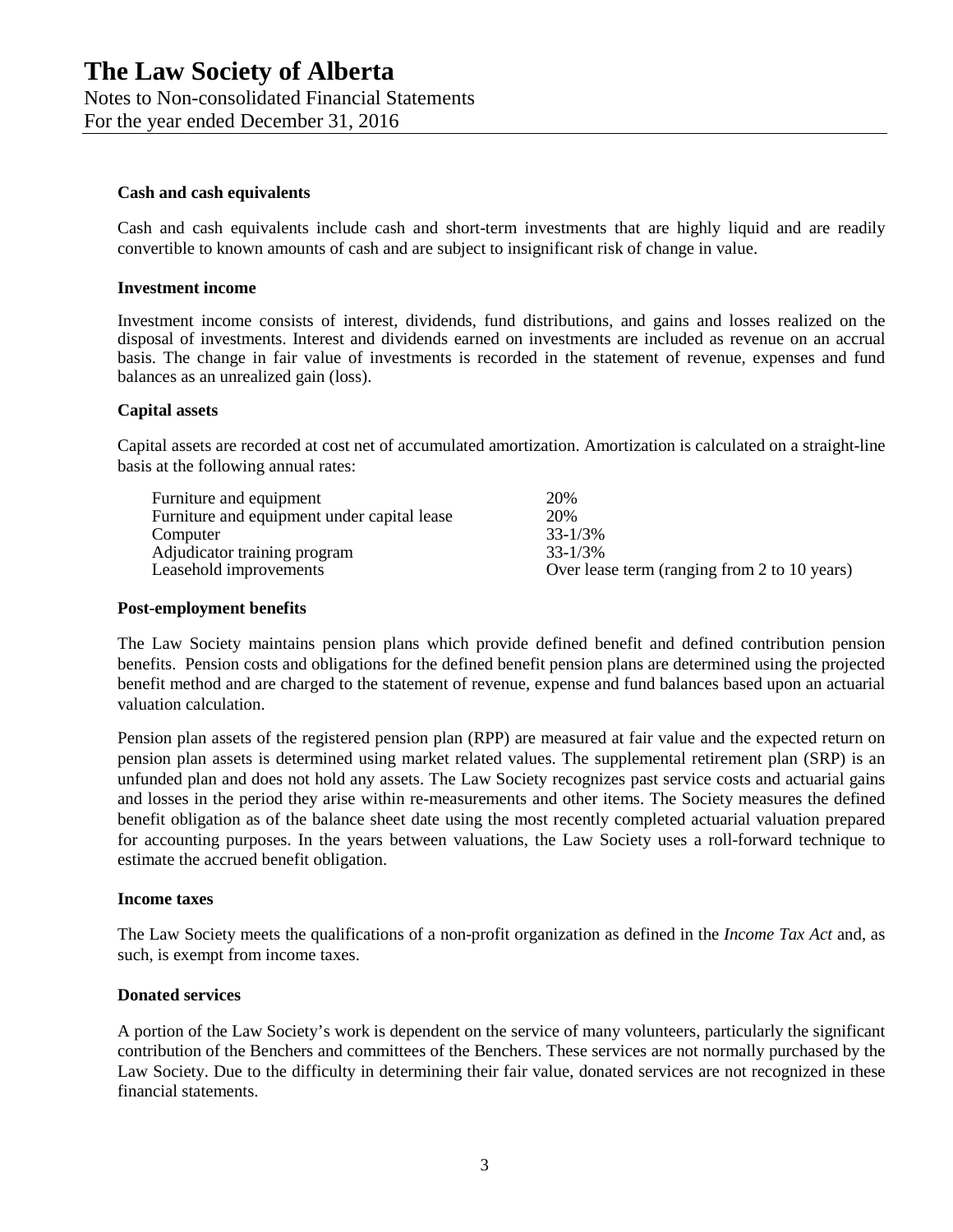### Cash and cash equivalents

Cash and cash equivalents include cash and short-term investments that are highly liquid and are readily convertible to known amounts of cash and are subject to insignificant risk of change in value.

### Investment income

Investment income consists of interest, dividends, fund distributions, and gains and losses realized on the disposal of investments. Interest and dividends earned on investments are included as revenue on an accrual basis. The change in fair value of investments is recorded in the statement of revenue, expenses and fund balances as an unrealized gain (loss).

### Capital assets

Capital assets are recorded at cost net of accumulated amortization. Amortization is calculated on a straight-line basis at the following annual rates:

| | |
|---|---|
| Furniture and equipment | 20% |
| Furniture and equipment under capital lease | 20% |
| Computer | 33-1/3% |
| Adjudicator training program | 33-1/3% |
| Leasehold improvements | Over lease term (ranging from 2 to 10 years) |

### Post-employment benefits

The Law Society maintains pension plans which provide defined benefit and defined contribution pension benefits. Pension costs and obligations for the defined benefit pension plans are determined using the projected benefit method and are charged to the statement of revenue, expense and fund balances based upon an actuarial valuation calculation.

Pension plan assets of the registered pension plan (RPP) are measured at fair value and the expected return on pension plan assets is determined using market related values. The supplemental retirement plan (SRP) is an unfunded plan and does not hold any assets. The Law Society recognizes past service costs and actuarial gains and losses in the period they arise within re-measurements and other items. The Society measures the defined benefit obligation as of the balance sheet date using the most recently completed actuarial valuation prepared for accounting purposes. In the years between valuations, the Law Society uses a roll-forward technique to estimate the accrued benefit obligation.

### Income taxes

The Law Society meets the qualifications of a non-profit organization as defined in the *Income Tax Act* and, as such, is exempt from income taxes.

### Donated services

A portion of the Law Society's work is dependent on the service of many volunteers, particularly the significant contribution of the Benchers and committees of the Benchers. These services are not normally purchased by the Law Society. Due to the difficulty in determining their fair value, donated services are not recognized in these financial statements.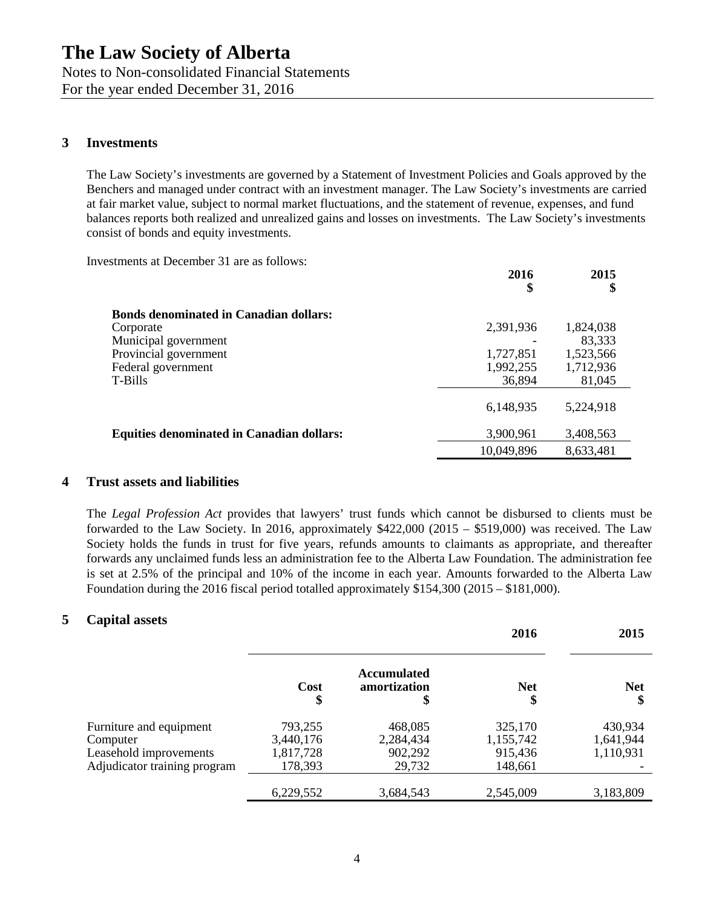# The Law Society of Alberta

Notes to Non-consolidated Financial Statements
For the year ended December 31, 2016

## 3 Investments

The Law Society's investments are governed by a Statement of Investment Policies and Goals approved by the Benchers and managed under contract with an investment manager. The Law Society's investments are carried at fair market value, subject to normal market fluctuations, and the statement of revenue, expenses, and fund balances reports both realized and unrealized gains and losses on investments. The Law Society's investments consist of bonds and equity investments.

Investments at December 31 are as follows:

| | 2016 $ | 2015 $ |
|---|---|---|
| **Bonds denominated in Canadian dollars:** | | |
| Corporate | 2,391,936 | 1,824,038 |
| Municipal government | - | 83,333 |
| Provincial government | 1,727,851 | 1,523,566 |
| Federal government | 1,992,255 | 1,712,936 |
| T-Bills | 36,894 | 81,045 |
| | 6,148,935 | 5,224,918 |
| **Equities denominated in Canadian dollars:** | 3,900,961 | 3,408,563 |
| | 10,049,896 | 8,633,481 |

## 4 Trust assets and liabilities

The *Legal Profession Act* provides that lawyers' trust funds which cannot be disbursed to clients must be forwarded to the Law Society. In 2016, approximately $422,000 (2015 – $519,000) was received. The Law Society holds the funds in trust for five years, refunds amounts to claimants as appropriate, and thereafter forwards any unclaimed funds less an administration fee to the Alberta Law Foundation. The administration fee is set at 2.5% of the principal and 10% of the income in each year. Amounts forwarded to the Alberta Law Foundation during the 2016 fiscal period totalled approximately $154,300 (2015 – $181,000).

## 5 Capital assets

| | 2016 | | | 2015 |
|---|---|---|---|---|
| | Cost $ | Accumulated amortization $ | Net $ | Net $ |
| Furniture and equipment | 793,255 | 468,085 | 325,170 | 430,934 |
| Computer | 3,440,176 | 2,284,434 | 1,155,742 | 1,641,944 |
| Leasehold improvements | 1,817,728 | 902,292 | 915,436 | 1,110,931 |
| Adjudicator training program | 178,393 | 29,732 | 148,661 | - |
| | 6,229,552 | 3,684,543 | 2,545,009 | 3,183,809 |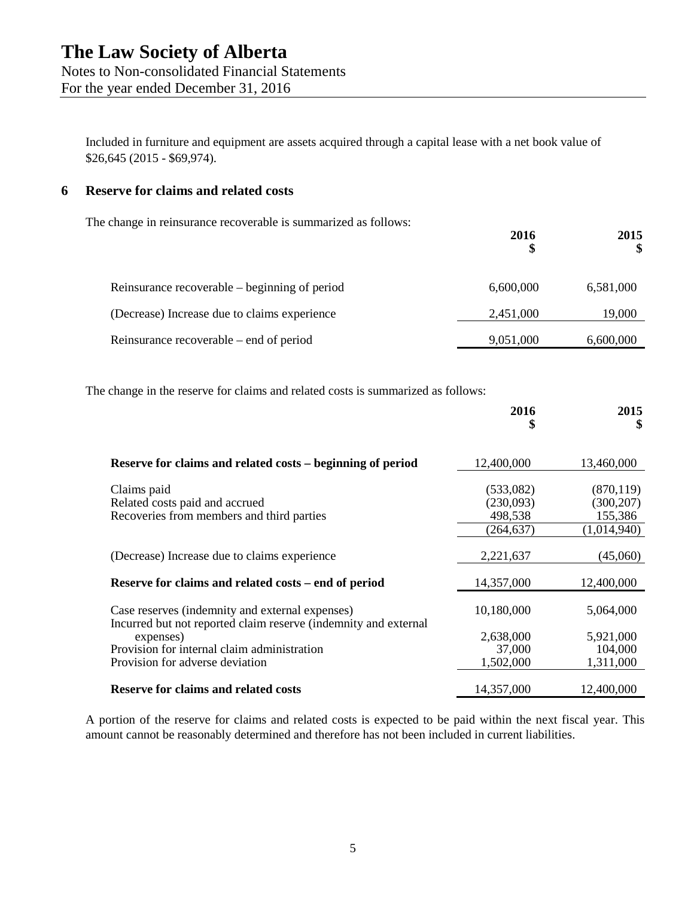Included in furniture and equipment are assets acquired through a capital lease with a net book value of $26,645 (2015 - $69,974).

## 6 Reserve for claims and related costs

The change in reinsurance recoverable is summarized as follows:

| | 2016<br>$ | 2015<br>$ |
|---|---:|---:|
| Reinsurance recoverable – beginning of period | 6,600,000 | 6,581,000 |
| (Decrease) Increase due to claims experience | 2,451,000 | 19,000 |
| Reinsurance recoverable – end of period | 9,051,000 | 6,600,000 |

The change in the reserve for claims and related costs is summarized as follows:

| | 2016<br>$ | 2015<br>$ |
|---|---:|---:|
| **Reserve for claims and related costs – beginning of period** | 12,400,000 | 13,460,000 |
| Claims paid | (533,082) | (870,119) |
| Related costs paid and accrued | (230,093) | (300,207) |
| Recoveries from members and third parties | 498,538 | 155,386 |
| | (264,637) | (1,014,940) |
| (Decrease) Increase due to claims experience | 2,221,637 | (45,060) |
| **Reserve for claims and related costs – end of period** | 14,357,000 | 12,400,000 |
| Case reserves (indemnity and external expenses) | 10,180,000 | 5,064,000 |
| Incurred but not reported claim reserve (indemnity and external expenses) | 2,638,000 | 5,921,000 |
| Provision for internal claim administration | 37,000 | 104,000 |
| Provision for adverse deviation | 1,502,000 | 1,311,000 |
| **Reserve for claims and related costs** | 14,357,000 | 12,400,000 |

A portion of the reserve for claims and related costs is expected to be paid within the next fiscal year. This amount cannot be reasonably determined and therefore has not been included in current liabilities.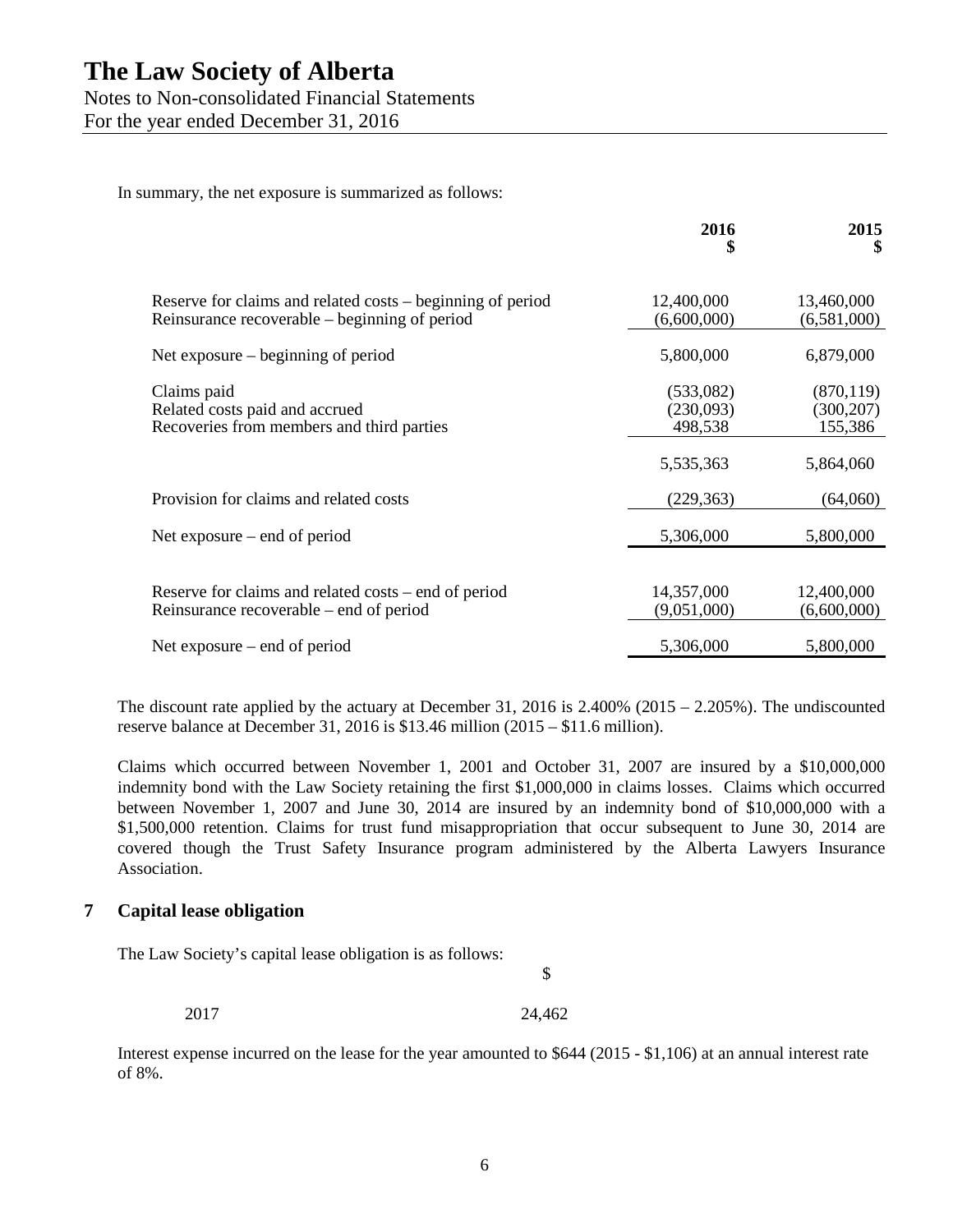In summary, the net exposure is summarized as follows:

| | 2016 $ | 2015 $ |
|---|---|---|
| Reserve for claims and related costs – beginning of period | 12,400,000 | 13,460,000 |
| Reinsurance recoverable – beginning of period | (6,600,000) | (6,581,000) |
| Net exposure – beginning of period | 5,800,000 | 6,879,000 |
| Claims paid | (533,082) | (870,119) |
| Related costs paid and accrued | (230,093) | (300,207) |
| Recoveries from members and third parties | 498,538 | 155,386 |
| | 5,535,363 | 5,864,060 |
| Provision for claims and related costs | (229,363) | (64,060) |
| Net exposure – end of period | 5,306,000 | 5,800,000 |
| Reserve for claims and related costs – end of period | 14,357,000 | 12,400,000 |
| Reinsurance recoverable – end of period | (9,051,000) | (6,600,000) |
| Net exposure – end of period | 5,306,000 | 5,800,000 |

The discount rate applied by the actuary at December 31, 2016 is 2.400% (2015 – 2.205%). The undiscounted reserve balance at December 31, 2016 is $13.46 million (2015 – $11.6 million).

Claims which occurred between November 1, 2001 and October 31, 2007 are insured by a $10,000,000 indemnity bond with the Law Society retaining the first $1,000,000 in claims losses. Claims which occurred between November 1, 2007 and June 30, 2014 are insured by an indemnity bond of $10,000,000 with a $1,500,000 retention. Claims for trust fund misappropriation that occur subsequent to June 30, 2014 are covered though the Trust Safety Insurance program administered by the Alberta Lawyers Insurance Association.

## 7 Capital lease obligation

The Law Society's capital lease obligation is as follows:

| | $ |
|---|---|
| 2017 | 24,462 |

Interest expense incurred on the lease for the year amounted to $644 (2015 - $1,106) at an annual interest rate of 8%.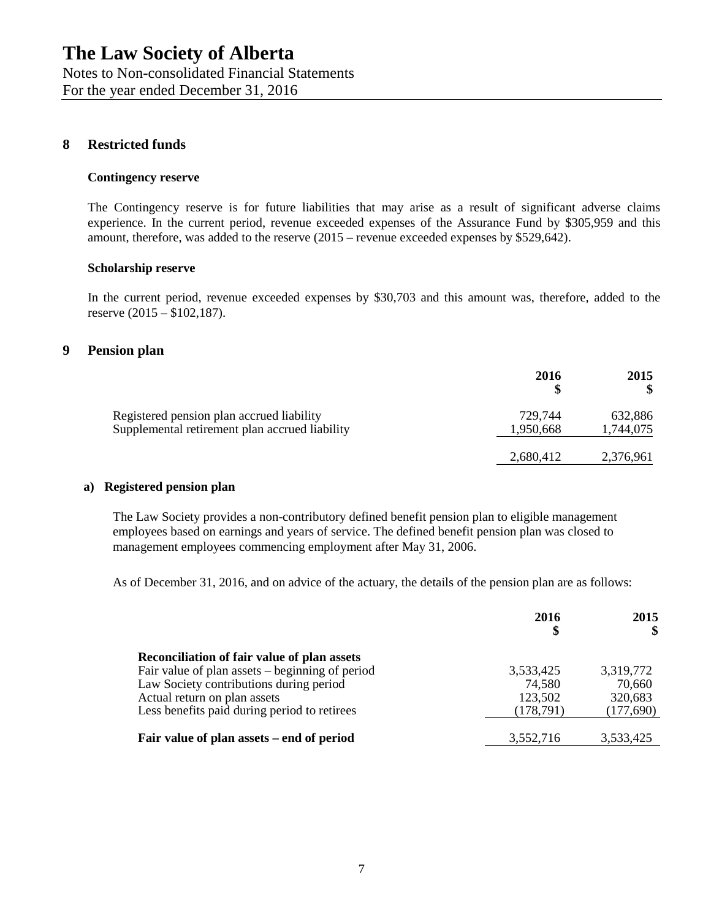# The Law Society of Alberta

Notes to Non-consolidated Financial Statements
For the year ended December 31, 2016

## 8 Restricted funds

### Contingency reserve

The Contingency reserve is for future liabilities that may arise as a result of significant adverse claims experience. In the current period, revenue exceeded expenses of the Assurance Fund by $305,959 and this amount, therefore, was added to the reserve (2015 – revenue exceeded expenses by $529,642).

### Scholarship reserve

In the current period, revenue exceeded expenses by $30,703 and this amount was, therefore, added to the reserve (2015 – $102,187).

## 9 Pension plan

| | 2016<br>$ | 2015<br>$ |
|---|---|---|
| Registered pension plan accrued liability | 729,744 | 632,886 |
| Supplemental retirement plan accrued liability | 1,950,668 | 1,744,075 |
| | 2,680,412 | 2,376,961 |

### a) Registered pension plan

The Law Society provides a non-contributory defined benefit pension plan to eligible management employees based on earnings and years of service. The defined benefit pension plan was closed to management employees commencing employment after May 31, 2006.

As of December 31, 2016, and on advice of the actuary, the details of the pension plan are as follows:

| | 2016<br>$ | 2015<br>$ |
|---|---|---|
| **Reconciliation of fair value of plan assets** | | |
| Fair value of plan assets – beginning of period | 3,533,425 | 3,319,772 |
| Law Society contributions during period | 74,580 | 70,660 |
| Actual return on plan assets | 123,502 | 320,683 |
| Less benefits paid during period to retirees | (178,791) | (177,690) |
| **Fair value of plan assets – end of period** | 3,552,716 | 3,533,425 |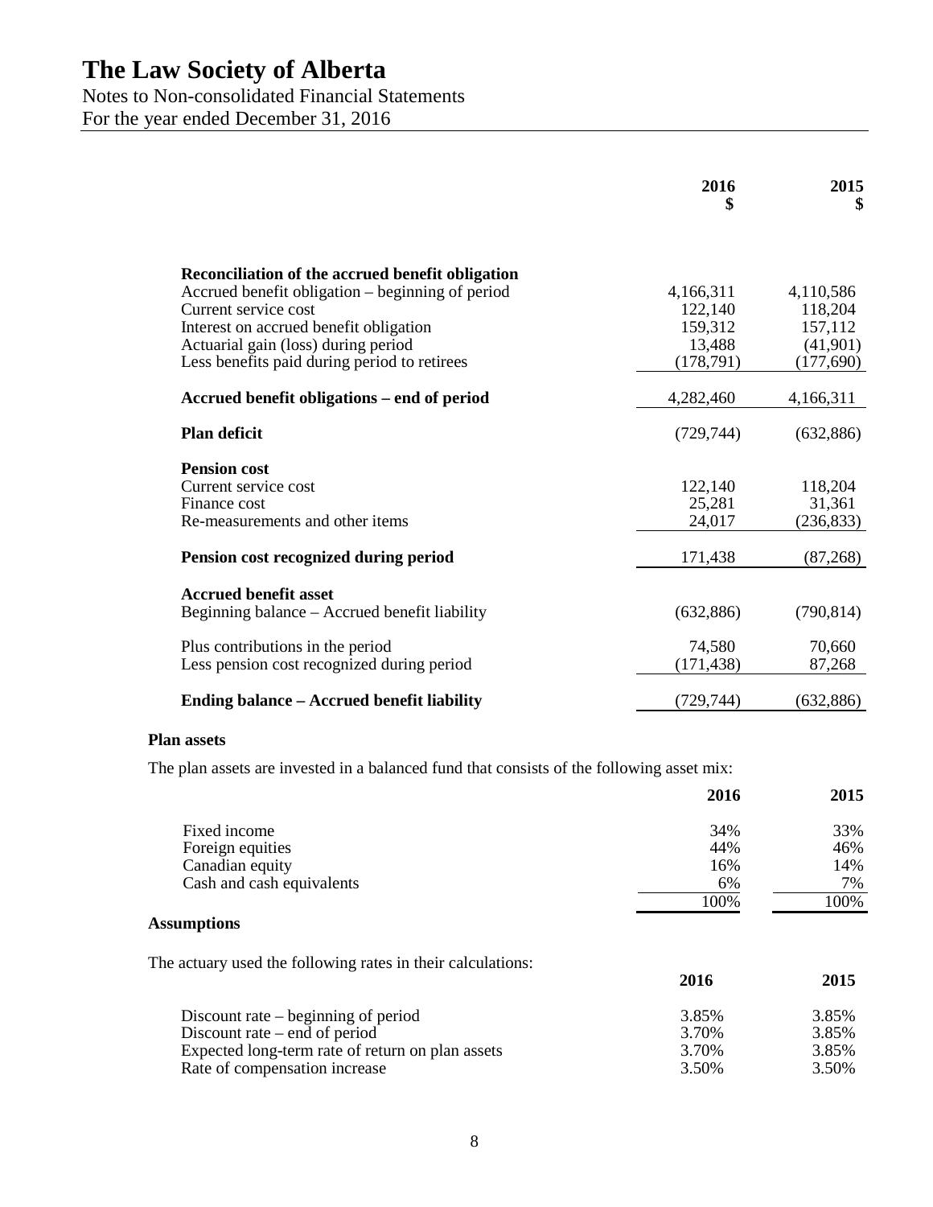# The Law Society of Alberta

Notes to Non-consolidated Financial Statements
For the year ended December 31, 2016

| | 2016 $ | 2015 $ |
|---|---|---|
| **Reconciliation of the accrued benefit obligation** | | |
| Accrued benefit obligation – beginning of period | 4,166,311 | 4,110,586 |
| Current service cost | 122,140 | 118,204 |
| Interest on accrued benefit obligation | 159,312 | 157,112 |
| Actuarial gain (loss) during period | 13,488 | (41,901) |
| Less benefits paid during period to retirees | (178,791) | (177,690) |
| **Accrued benefit obligations – end of period** | 4,282,460 | 4,166,311 |
| **Plan deficit** | (729,744) | (632,886) |
| **Pension cost** | | |
| Current service cost | 122,140 | 118,204 |
| Finance cost | 25,281 | 31,361 |
| Re-measurements and other items | 24,017 | (236,833) |
| **Pension cost recognized during period** | 171,438 | (87,268) |
| **Accrued benefit asset** | | |
| Beginning balance – Accrued benefit liability | (632,886) | (790,814) |
| Plus contributions in the period | 74,580 | 70,660 |
| Less pension cost recognized during period | (171,438) | 87,268 |
| **Ending balance – Accrued benefit liability** | (729,744) | (632,886) |

**Plan assets**

The plan assets are invested in a balanced fund that consists of the following asset mix:

| | 2016 | 2015 |
|---|---|---|
| Fixed income | 34% | 33% |
| Foreign equities | 44% | 46% |
| Canadian equity | 16% | 14% |
| Cash and cash equivalents | 6% | 7% |
| | 100% | 100% |

**Assumptions**

The actuary used the following rates in their calculations:

| | 2016 | 2015 |
|---|---|---|
| Discount rate – beginning of period | 3.85% | 3.85% |
| Discount rate – end of period | 3.70% | 3.85% |
| Expected long-term rate of return on plan assets | 3.70% | 3.85% |
| Rate of compensation increase | 3.50% | 3.50% |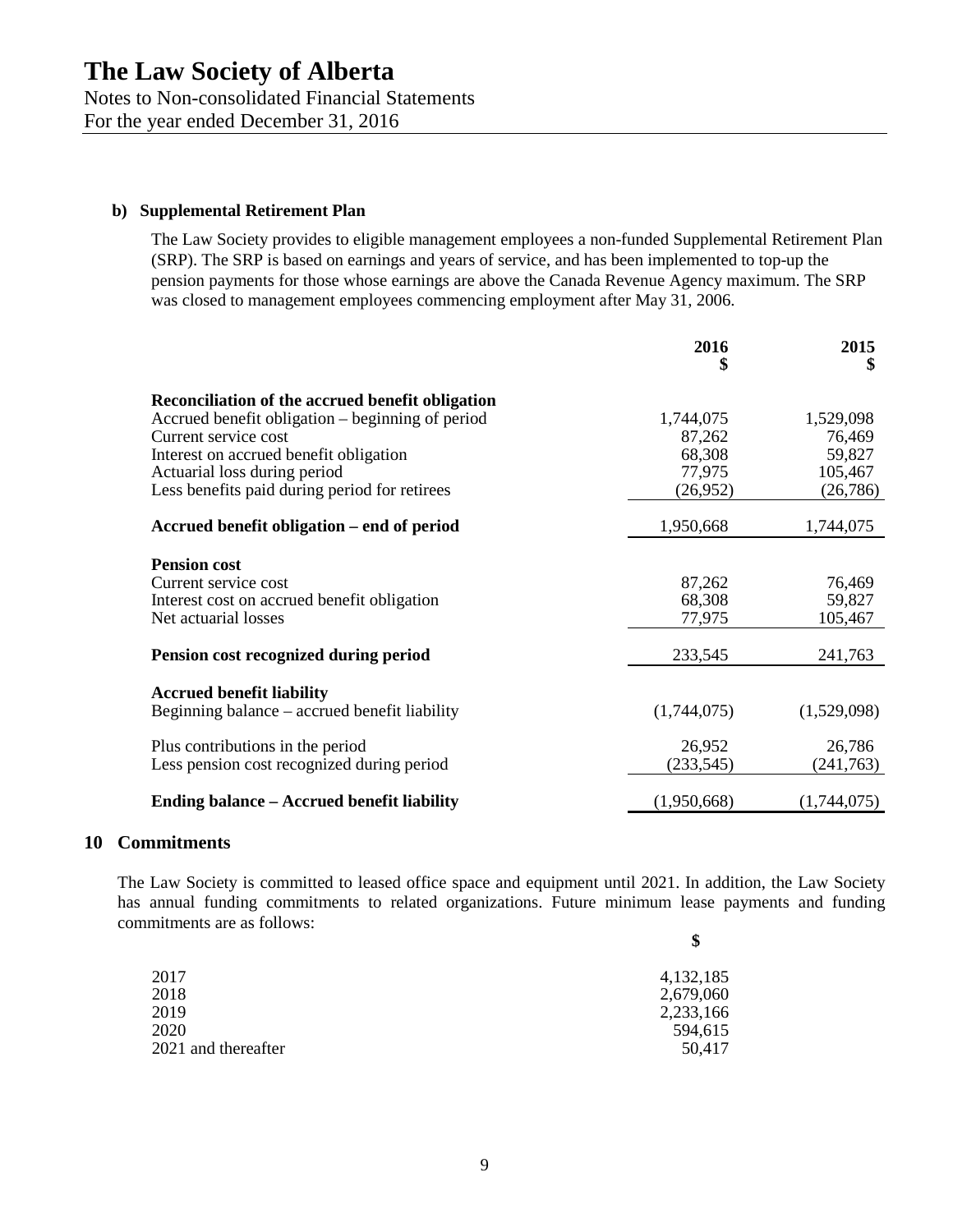**b) Supplemental Retirement Plan**

The Law Society provides to eligible management employees a non-funded Supplemental Retirement Plan (SRP). The SRP is based on earnings and years of service, and has been implemented to top-up the pension payments for those whose earnings are above the Canada Revenue Agency maximum. The SRP was closed to management employees commencing employment after May 31, 2006.

| | 2016<br>$ | 2015<br>$ |
|---|---|---|
| **Reconciliation of the accrued benefit obligation** | | |
| Accrued benefit obligation – beginning of period | 1,744,075 | 1,529,098 |
| Current service cost | 87,262 | 76,469 |
| Interest on accrued benefit obligation | 68,308 | 59,827 |
| Actuarial loss during period | 77,975 | 105,467 |
| Less benefits paid during period for retirees | (26,952) | (26,786) |
| **Accrued benefit obligation – end of period** | 1,950,668 | 1,744,075 |
| **Pension cost** | | |
| Current service cost | 87,262 | 76,469 |
| Interest cost on accrued benefit obligation | 68,308 | 59,827 |
| Net actuarial losses | 77,975 | 105,467 |
| **Pension cost recognized during period** | 233,545 | 241,763 |
| **Accrued benefit liability** | | |
| Beginning balance – accrued benefit liability | (1,744,075) | (1,529,098) |
| Plus contributions in the period | 26,952 | 26,786 |
| Less pension cost recognized during period | (233,545) | (241,763) |
| **Ending balance – Accrued benefit liability** | (1,950,668) | (1,744,075) |

## 10 Commitments

The Law Society is committed to leased office space and equipment until 2021. In addition, the Law Society has annual funding commitments to related organizations. Future minimum lease payments and funding commitments are as follows:

| | $ |
|---|---|
| 2017 | 4,132,185 |
| 2018 | 2,679,060 |
| 2019 | 2,233,166 |
| 2020 | 594,615 |
| 2021 and thereafter | 50,417 |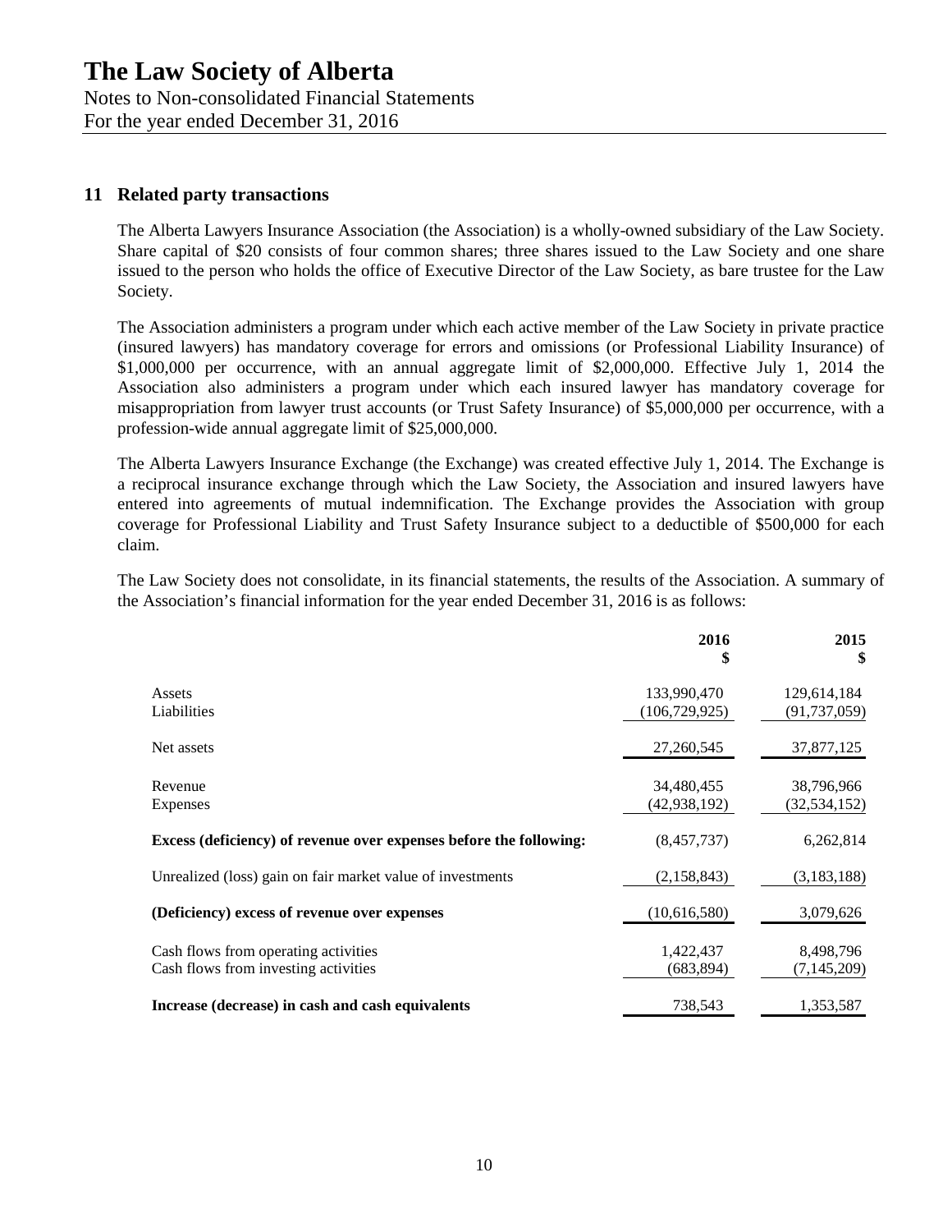## 11 Related party transactions

The Alberta Lawyers Insurance Association (the Association) is a wholly-owned subsidiary of the Law Society. Share capital of $20 consists of four common shares; three shares issued to the Law Society and one share issued to the person who holds the office of Executive Director of the Law Society, as bare trustee for the Law Society.

The Association administers a program under which each active member of the Law Society in private practice (insured lawyers) has mandatory coverage for errors and omissions (or Professional Liability Insurance) of $1,000,000 per occurrence, with an annual aggregate limit of $2,000,000. Effective July 1, 2014 the Association also administers a program under which each insured lawyer has mandatory coverage for misappropriation from lawyer trust accounts (or Trust Safety Insurance) of $5,000,000 per occurrence, with a profession-wide annual aggregate limit of $25,000,000.

The Alberta Lawyers Insurance Exchange (the Exchange) was created effective July 1, 2014. The Exchange is a reciprocal insurance exchange through which the Law Society, the Association and insured lawyers have entered into agreements of mutual indemnification. The Exchange provides the Association with group coverage for Professional Liability and Trust Safety Insurance subject to a deductible of $500,000 for each claim.

The Law Society does not consolidate, in its financial statements, the results of the Association. A summary of the Association's financial information for the year ended December 31, 2016 is as follows:

| | 2016<br>$ | 2015<br>$ |
|---|---|---|
| Assets | 133,990,470 | 129,614,184 |
| Liabilities | (106,729,925) | (91,737,059) |
| Net assets | 27,260,545 | 37,877,125 |
| Revenue | 34,480,455 | 38,796,966 |
| Expenses | (42,938,192) | (32,534,152) |
| **Excess (deficiency) of revenue over expenses before the following:** | (8,457,737) | 6,262,814 |
| Unrealized (loss) gain on fair market value of investments | (2,158,843) | (3,183,188) |
| **(Deficiency) excess of revenue over expenses** | (10,616,580) | 3,079,626 |
| Cash flows from operating activities | 1,422,437 | 8,498,796 |
| Cash flows from investing activities | (683,894) | (7,145,209) |
| **Increase (decrease) in cash and cash equivalents** | 738,543 | 1,353,587 |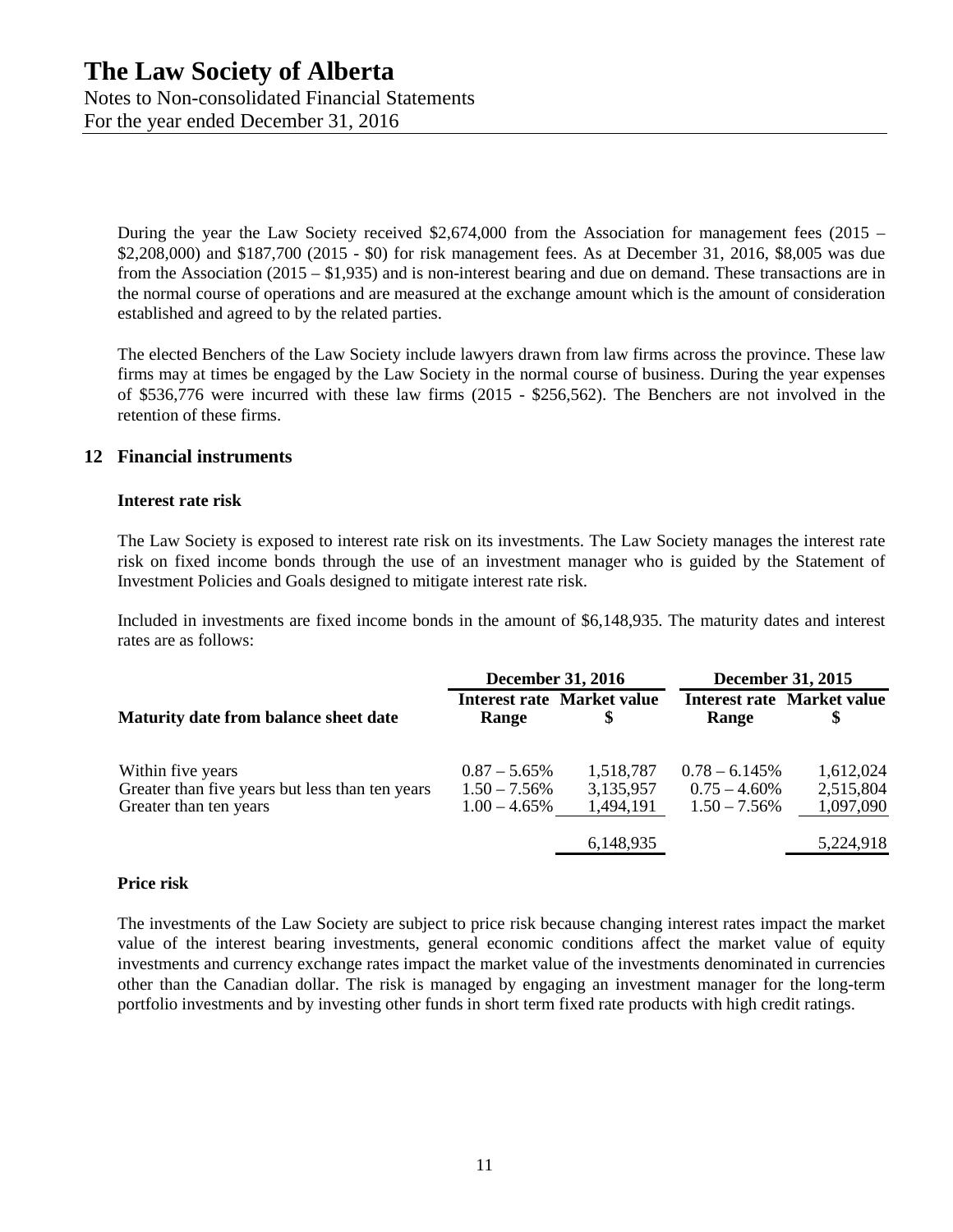During the year the Law Society received $2,674,000 from the Association for management fees (2015 – $2,208,000) and $187,700 (2015 - $0) for risk management fees. As at December 31, 2016, $8,005 was due from the Association (2015 – $1,935) and is non-interest bearing and due on demand. These transactions are in the normal course of operations and are measured at the exchange amount which is the amount of consideration established and agreed to by the related parties.

The elected Benchers of the Law Society include lawyers drawn from law firms across the province. These law firms may at times be engaged by the Law Society in the normal course of business. During the year expenses of $536,776 were incurred with these law firms (2015 - $256,562). The Benchers are not involved in the retention of these firms.

## 12 Financial instruments

### Interest rate risk

The Law Society is exposed to interest rate risk on its investments. The Law Society manages the interest rate risk on fixed income bonds through the use of an investment manager who is guided by the Statement of Investment Policies and Goals designed to mitigate interest rate risk.

Included in investments are fixed income bonds in the amount of $6,148,935. The maturity dates and interest rates are as follows:

| | December 31, 2016 | | December 31, 2015 | |
|---|---|---|---|---|
| **Maturity date from balance sheet date** | **Interest rate Range** | **Market value $** | **Interest rate Range** | **Market value $** |
| Within five years | 0.87 – 5.65% | 1,518,787 | 0.78 – 6.145% | 1,612,024 |
| Greater than five years but less than ten years | 1.50 – 7.56% | 3,135,957 | 0.75 – 4.60% | 2,515,804 |
| Greater than ten years | 1.00 – 4.65% | 1,494,191 | 1.50 – 7.56% | 1,097,090 |
| | | 6,148,935 | | 5,224,918 |

### Price risk

The investments of the Law Society are subject to price risk because changing interest rates impact the market value of the interest bearing investments, general economic conditions affect the market value of equity investments and currency exchange rates impact the market value of the investments denominated in currencies other than the Canadian dollar. The risk is managed by engaging an investment manager for the long-term portfolio investments and by investing other funds in short term fixed rate products with high credit ratings.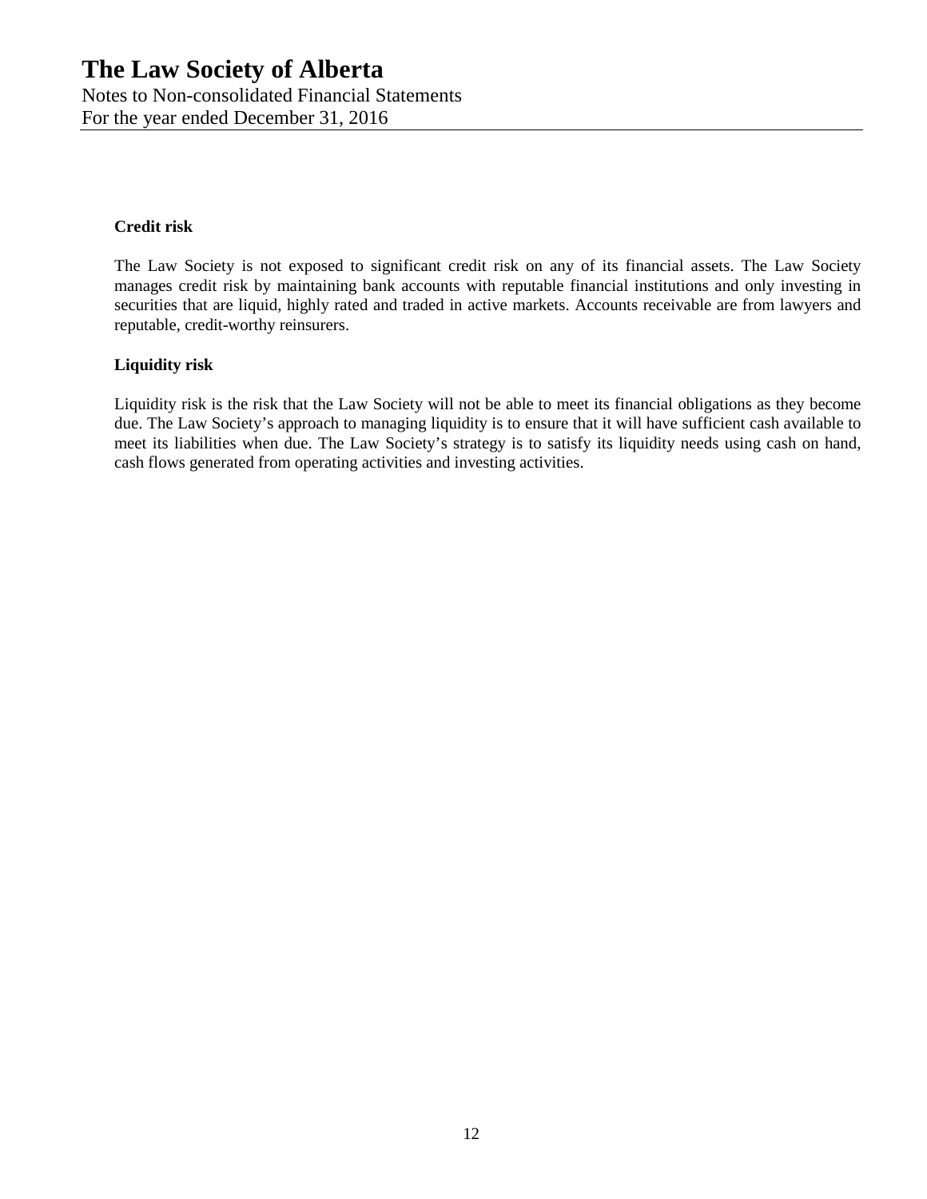**Credit risk**

The Law Society is not exposed to significant credit risk on any of its financial assets. The Law Society manages credit risk by maintaining bank accounts with reputable financial institutions and only investing in securities that are liquid, highly rated and traded in active markets. Accounts receivable are from lawyers and reputable, credit-worthy reinsurers.

**Liquidity risk**

Liquidity risk is the risk that the Law Society will not be able to meet its financial obligations as they become due. The Law Society's approach to managing liquidity is to ensure that it will have sufficient cash available to meet its liabilities when due. The Law Society's strategy is to satisfy its liquidity needs using cash on hand, cash flows generated from operating activities and investing activities.